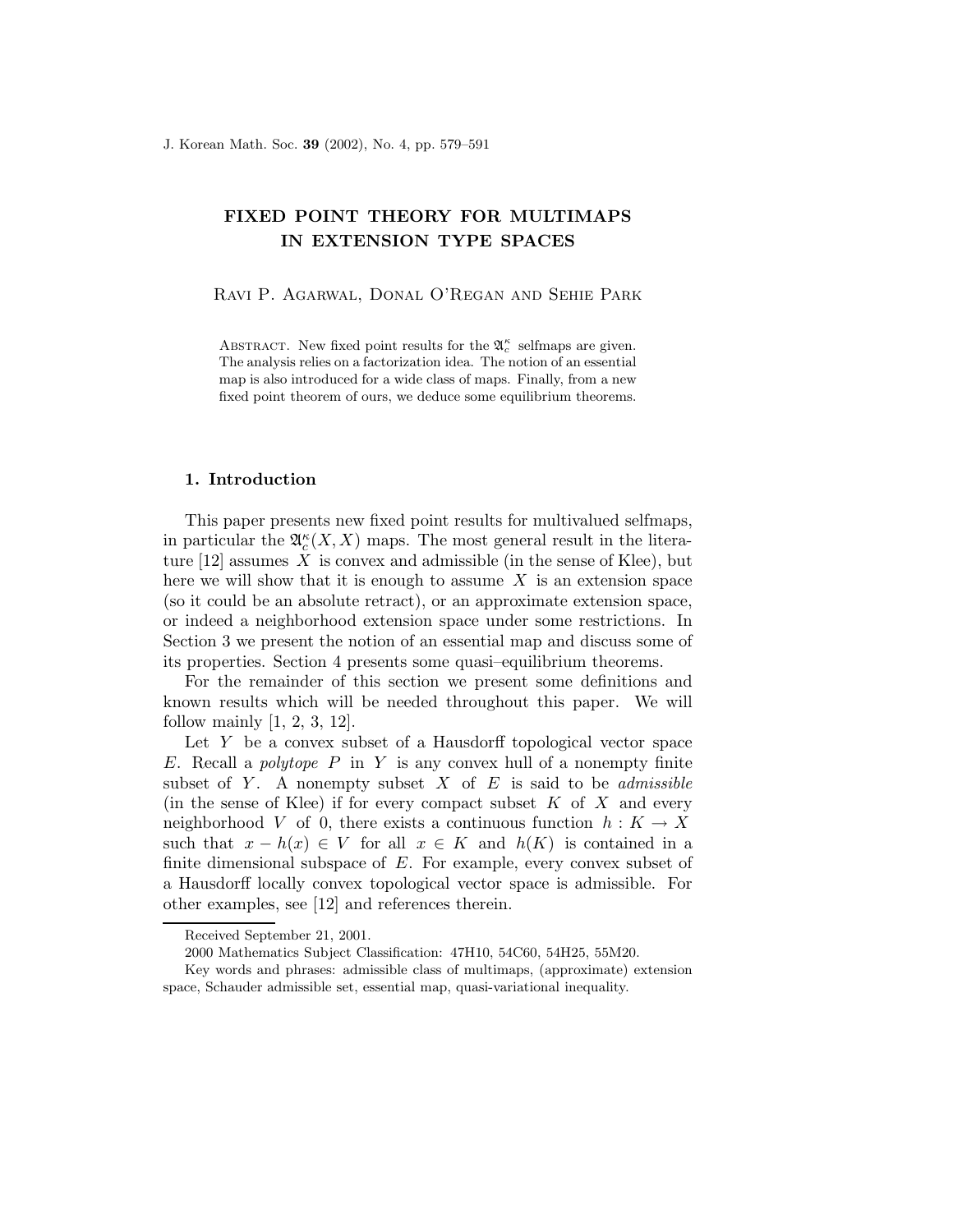# FIXED POINT THEORY FOR MULTIMAPS IN EXTENSION TYPE SPACES

Ravi P. Agarwal, Donal O'Regan and Sehie Park

Abstract. New fixed point results for the $\mathfrak{A}_c^\kappa$ selfmaps are given. The analysis relies on a factorization idea. The notion of an essential map is also introduced for a wide class of maps. Finally, from a new fixed point theorem of ours, we deduce some equilibrium theorems.

## 1. Introduction

This paper presents new fixed point results for multivalued selfmaps, in particular the $\mathfrak{A}_c^\kappa(X,X)$ maps. The most general result in the literature [12] assumes $X$ is convex and admissible (in the sense of Klee), but here we will show that it is enough to assume $X$ is an extension space (so it could be an absolute retract), or an approximate extension space, or indeed a neighborhood extension space under some restrictions. In Section 3 we present the notion of an essential map and discuss some of its properties. Section 4 presents some quasi–equilibrium theorems.

For the remainder of this section we present some definitions and known results which will be needed throughout this paper. We will follow mainly [1, 2, 3, 12].

Let $Y$ be a convex subset of a Hausdorff topological vector space $E$. Recall a *polytope* $P$ in $Y$ is any convex hull of a nonempty finite subset of $Y$. A nonempty subset $X$ of $E$ is said to be *admissible* (in the sense of Klee) if for every compact subset $K$ of $X$ and every neighborhood $V$ of 0, there exists a continuous function $h : K \to X$ such that $x - h(x) \in V$ for all $x \in K$ and $h(K)$ is contained in a finite dimensional subspace of $E$. For example, every convex subset of a Hausdorff locally convex topological vector space is admissible. For other examples, see [12] and references therein.

Received September 21, 2001.

2000 Mathematics Subject Classification: 47H10, 54C60, 54H25, 55M20.

Key words and phrases: admissible class of multimaps, (approximate) extension space, Schauder admissible set, essential map, quasi-variational inequality.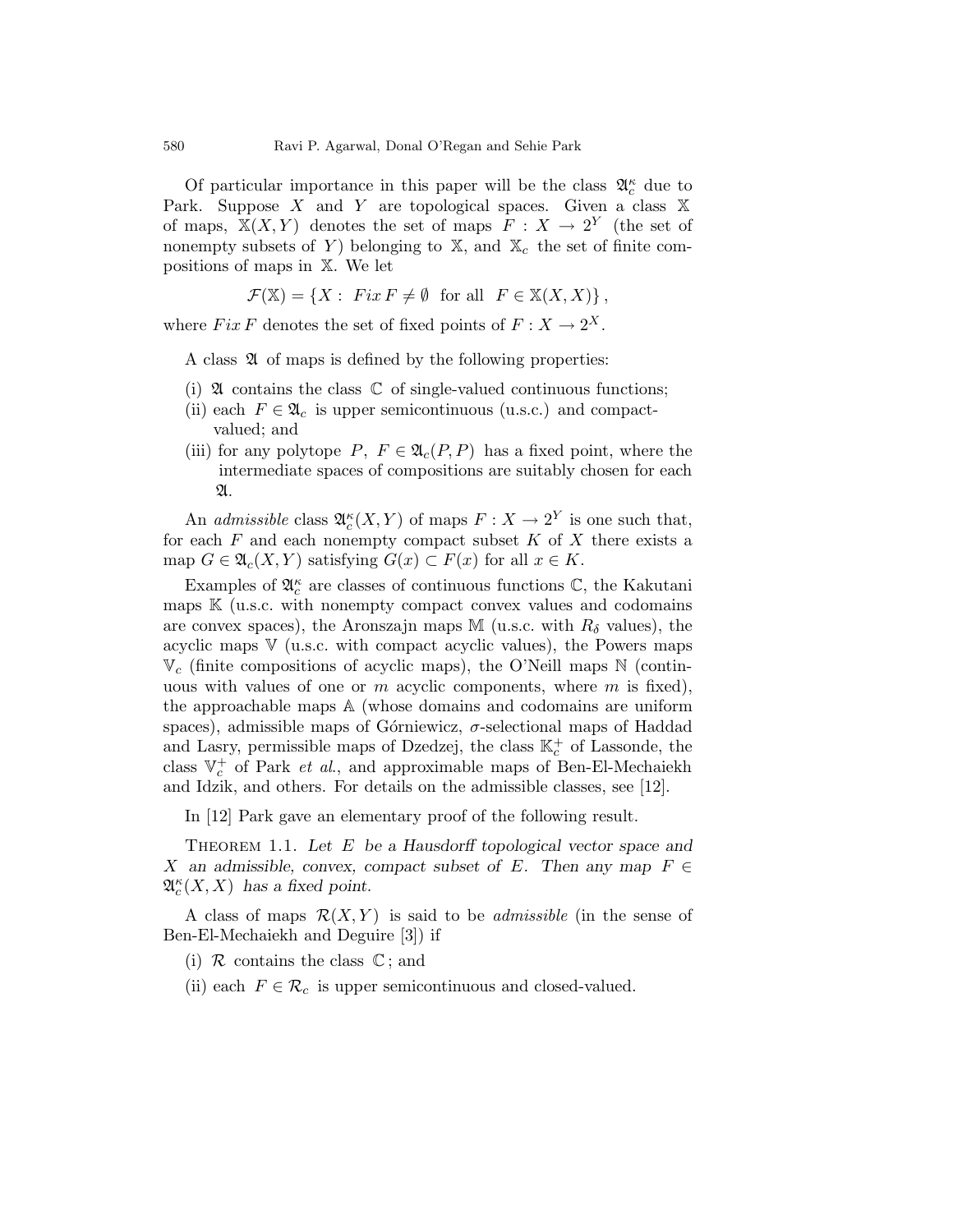Of particular importance in this paper will be the class $\mathfrak{A}_c^\kappa$ due to Park. Suppose $X$ and $Y$ are topological spaces. Given a class $\mathbb{X}$ of maps, $\mathbb{X}(X,Y)$ denotes the set of maps $F : X \to 2^Y$ (the set of nonempty subsets of $Y$) belonging to $\mathbb{X}$, and $\mathbb{X}_c$ the set of finite compositions of maps in $\mathbb{X}$. We let

$$\mathcal{F}(\mathbb{X}) = \{X : \ Fix\, F \neq \emptyset \ \text{ for all } \ F \in \mathbb{X}(X,X)\},$$

where $Fix\, F$ denotes the set of fixed points of $F : X \to 2^X$.

A class $\mathfrak{A}$ of maps is defined by the following properties:

(i) $\mathfrak{A}$ contains the class $\mathbb{C}$ of single-valued continuous functions;
(ii) each $F \in \mathfrak{A}_c$ is upper semicontinuous (u.s.c.) and compact-valued; and
(iii) for any polytope $P$, $F \in \mathfrak{A}_c(P,P)$ has a fixed point, where the intermediate spaces of compositions are suitably chosen for each $\mathfrak{A}$.

An *admissible* class $\mathfrak{A}_c^\kappa(X,Y)$ of maps $F : X \to 2^Y$ is one such that, for each $F$ and each nonempty compact subset $K$ of $X$ there exists a map $G \in \mathfrak{A}_c(X,Y)$ satisfying $G(x) \subset F(x)$ for all $x \in K$.

Examples of $\mathfrak{A}_c^\kappa$ are classes of continuous functions $\mathbb{C}$, the Kakutani maps $\mathbb{K}$ (u.s.c. with nonempty compact convex values and codomains are convex spaces), the Aronszajn maps $\mathbb{M}$ (u.s.c. with $R_\delta$ values), the acyclic maps $\mathbb{V}$ (u.s.c. with compact acyclic values), the Powers maps $\mathbb{V}_c$ (finite compositions of acyclic maps), the O'Neill maps $\mathbb{N}$ (continuous with values of one or $m$ acyclic components, where $m$ is fixed), the approachable maps $\mathbb{A}$ (whose domains and codomains are uniform spaces), admissible maps of Górniewicz, $\sigma$-selectional maps of Haddad and Lasry, permissible maps of Dzedzej, the class $\mathbb{K}_c^+$ of Lassonde, the class $\mathbb{V}_c^+$ of Park *et al.*, and approximable maps of Ben-El-Mechaiekh and Idzik, and others. For details on the admissible classes, see [12].

In [12] Park gave an elementary proof of the following result.

Theorem 1.1. *Let $E$ be a Hausdorff topological vector space and $X$ an admissible, convex, compact subset of $E$. Then any map $F \in \mathfrak{A}_c^\kappa(X,X)$ has a fixed point.*

A class of maps $\mathcal{R}(X,Y)$ is said to be *admissible* (in the sense of Ben-El-Mechaiekh and Deguire [3]) if

(i) $\mathcal{R}$ contains the class $\mathbb{C}$; and
(ii) each $F \in \mathcal{R}_c$ is upper semicontinuous and closed-valued.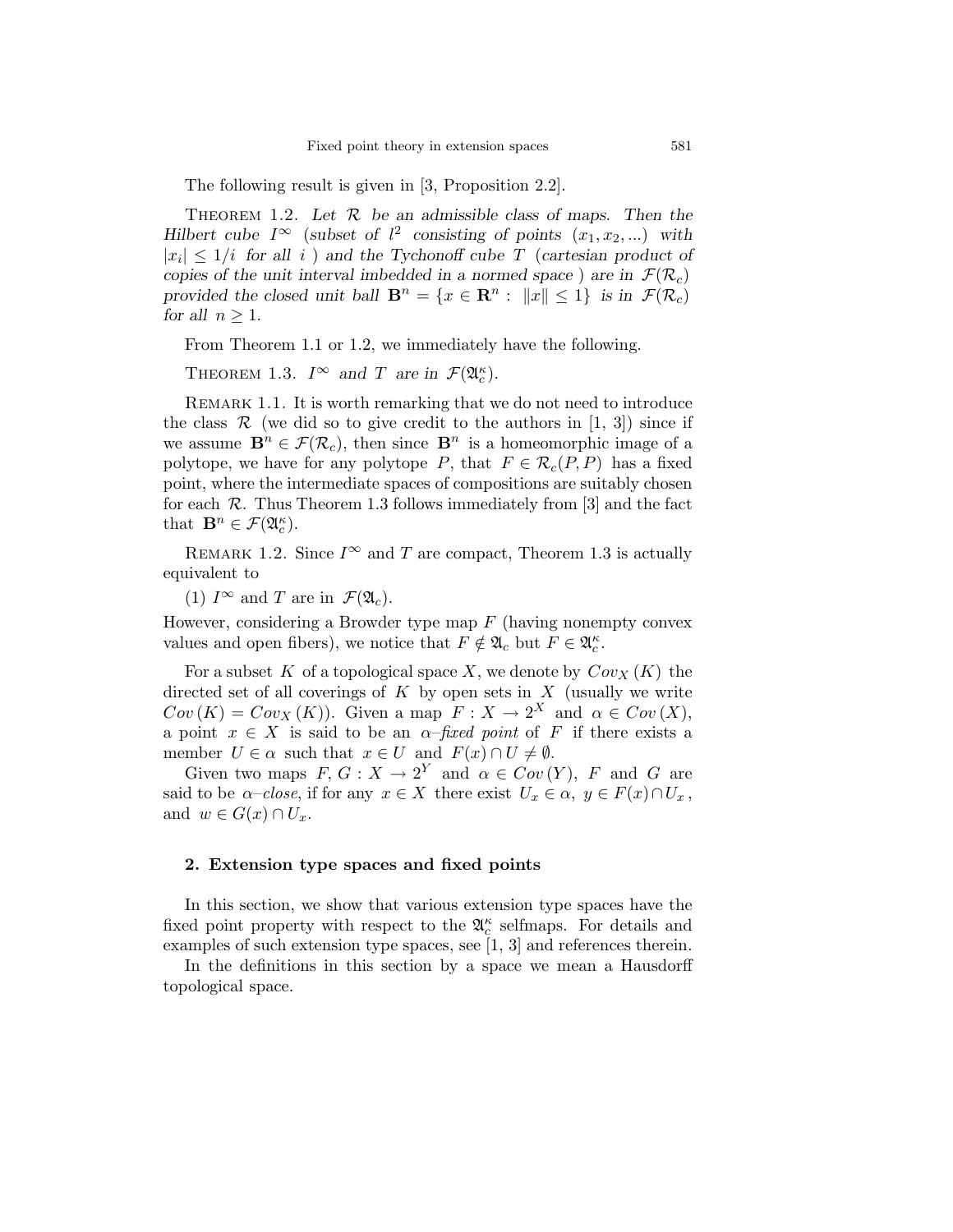The following result is given in [3, Proposition 2.2].

Theorem 1.2. *Let $\mathcal{R}$ be an admissible class of maps. Then the Hilbert cube $I^\infty$ (subset of $l^2$ consisting of points $(x_1, x_2, ...)$ with $|x_i| \leq 1/i$ for all $i$ ) and the Tychonoff cube $T$ (cartesian product of copies of the unit interval imbedded in a normed space ) are in $\mathcal{F}(\mathcal{R}_c)$ provided the closed unit ball $\mathbf{B}^n = \{x \in \mathbf{R}^n : \|x\| \leq 1\}$ is in $\mathcal{F}(\mathcal{R}_c)$ for all $n \geq 1$.*

From Theorem 1.1 or 1.2, we immediately have the following.

Theorem 1.3. *$I^\infty$ and $T$ are in $\mathcal{F}(\mathfrak{A}_c^\kappa)$.*

Remark 1.1. It is worth remarking that we do not need to introduce the class $\mathcal{R}$ (we did so to give credit to the authors in [1, 3]) since if we assume $\mathbf{B}^n \in \mathcal{F}(\mathcal{R}_c)$, then since $\mathbf{B}^n$ is a homeomorphic image of a polytope, we have for any polytope $P$, that $F \in \mathcal{R}_c(P, P)$ has a fixed point, where the intermediate spaces of compositions are suitably chosen for each $\mathcal{R}$. Thus Theorem 1.3 follows immediately from [3] and the fact that $\mathbf{B}^n \in \mathcal{F}(\mathfrak{A}_c^\kappa)$.

Remark 1.2. Since $I^\infty$ and $T$ are compact, Theorem 1.3 is actually equivalent to

(1) $I^\infty$ and $T$ are in $\mathcal{F}(\mathfrak{A}_c)$.

However, considering a Browder type map $F$ (having nonempty convex values and open fibers), we notice that $F \notin \mathfrak{A}_c$ but $F \in \mathfrak{A}_c^\kappa$.

For a subset $K$ of a topological space $X$, we denote by $Cov_X(K)$ the directed set of all coverings of $K$ by open sets in $X$ (usually we write $Cov(K) = Cov_X(K)$). Given a map $F : X \to 2^X$ and $\alpha \in Cov(X)$, a point $x \in X$ is said to be an *$\alpha$–fixed point* of $F$ if there exists a member $U \in \alpha$ such that $x \in U$ and $F(x) \cap U \neq \emptyset$.

Given two maps $F, G : X \to 2^Y$ and $\alpha \in Cov(Y)$, $F$ and $G$ are said to be *$\alpha$–close*, if for any $x \in X$ there exist $U_x \in \alpha$, $y \in F(x) \cap U_x$, and $w \in G(x) \cap U_x$.

## 2. Extension type spaces and fixed points

In this section, we show that various extension type spaces have the fixed point property with respect to the $\mathfrak{A}_c^\kappa$ selfmaps. For details and examples of such extension type spaces, see [1, 3] and references therein.

In the definitions in this section by a space we mean a Hausdorff topological space.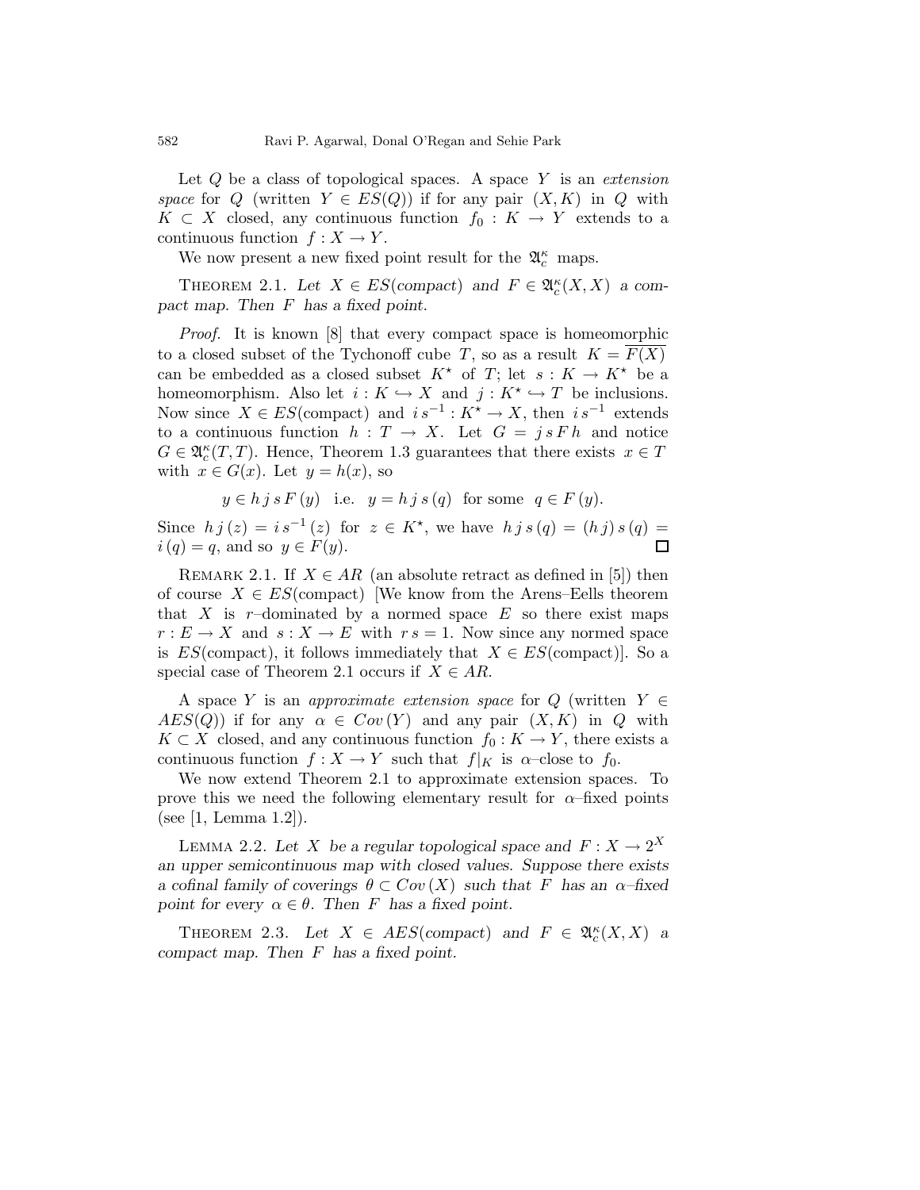Let $Q$ be a class of topological spaces. A space $Y$ is an *extension space* for $Q$ (written $Y \in ES(Q)$) if for any pair $(X, K)$ in $Q$ with $K \subset X$ closed, any continuous function $f_0 : K \to Y$ extends to a continuous function $f : X \to Y$.

We now present a new fixed point result for the $\mathfrak{A}_c^\kappa$ maps.

THEOREM 2.1. *Let $X \in ES(\text{compact})$ and $F \in \mathfrak{A}_c^\kappa(X, X)$ a compact map. Then $F$ has a fixed point.*

*Proof*. It is known [8] that every compact space is homeomorphic to a closed subset of the Tychonoff cube $T$, so as a result $K = \overline{F(X)}$ can be embedded as a closed subset $K^\star$ of $T$; let $s : K \to K^\star$ be a homeomorphism. Also let $i : K \hookrightarrow X$ and $j : K^\star \hookrightarrow T$ be inclusions. Now since $X \in ES(\text{compact})$ and $i\,s^{-1} : K^\star \to X$, then $i\,s^{-1}$ extends to a continuous function $h : T \to X$. Let $G = j\,s\,F\,h$ and notice $G \in \mathfrak{A}_c^\kappa(T, T)$. Hence, Theorem 1.3 guarantees that there exists $x \in T$ with $x \in G(x)$. Let $y = h(x)$, so

$$y \in h\,j\,s\,F\,(y) \quad \text{i.e.} \quad y = h\,j\,s\,(q) \quad \text{for some} \quad q \in F\,(y).$$

Since $h\,j\,(z) = i\,s^{-1}\,(z)$ for $z \in K^\star$, we have $h\,j\,s\,(q) = (h\,j)\,s\,(q) = i\,(q) = q$, and so $y \in F(y)$. $\square$

REMARK 2.1. If $X \in AR$ (an absolute retract as defined in [5]) then of course $X \in ES(\text{compact})$ [We know from the Arens–Eells theorem that $X$ is $r$–dominated by a normed space $E$ so there exist maps $r : E \to X$ and $s : X \to E$ with $r\,s = 1$. Now since any normed space is $ES(\text{compact})$, it follows immediately that $X \in ES(\text{compact})$]. So a special case of Theorem 2.1 occurs if $X \in AR$.

A space $Y$ is an *approximate extension space* for $Q$ (written $Y \in AES(Q)$) if for any $\alpha \in Cov\,(Y)$ and any pair $(X, K)$ in $Q$ with $K \subset X$ closed, and any continuous function $f_0 : K \to Y$, there exists a continuous function $f : X \to Y$ such that $f|_K$ is $\alpha$–close to $f_0$.

We now extend Theorem 2.1 to approximate extension spaces. To prove this we need the following elementary result for $\alpha$–fixed points (see [1, Lemma 1.2]).

LEMMA 2.2. *Let $X$ be a regular topological space and $F : X \to 2^X$ an upper semicontinuous map with closed values. Suppose there exists a cofinal family of coverings $\theta \subset Cov\,(X)$ such that $F$ has an $\alpha$–fixed point for every $\alpha \in \theta$. Then $F$ has a fixed point.*

THEOREM 2.3. *Let $X \in AES(\text{compact})$ and $F \in \mathfrak{A}_c^\kappa(X, X)$ a compact map. Then $F$ has a fixed point.*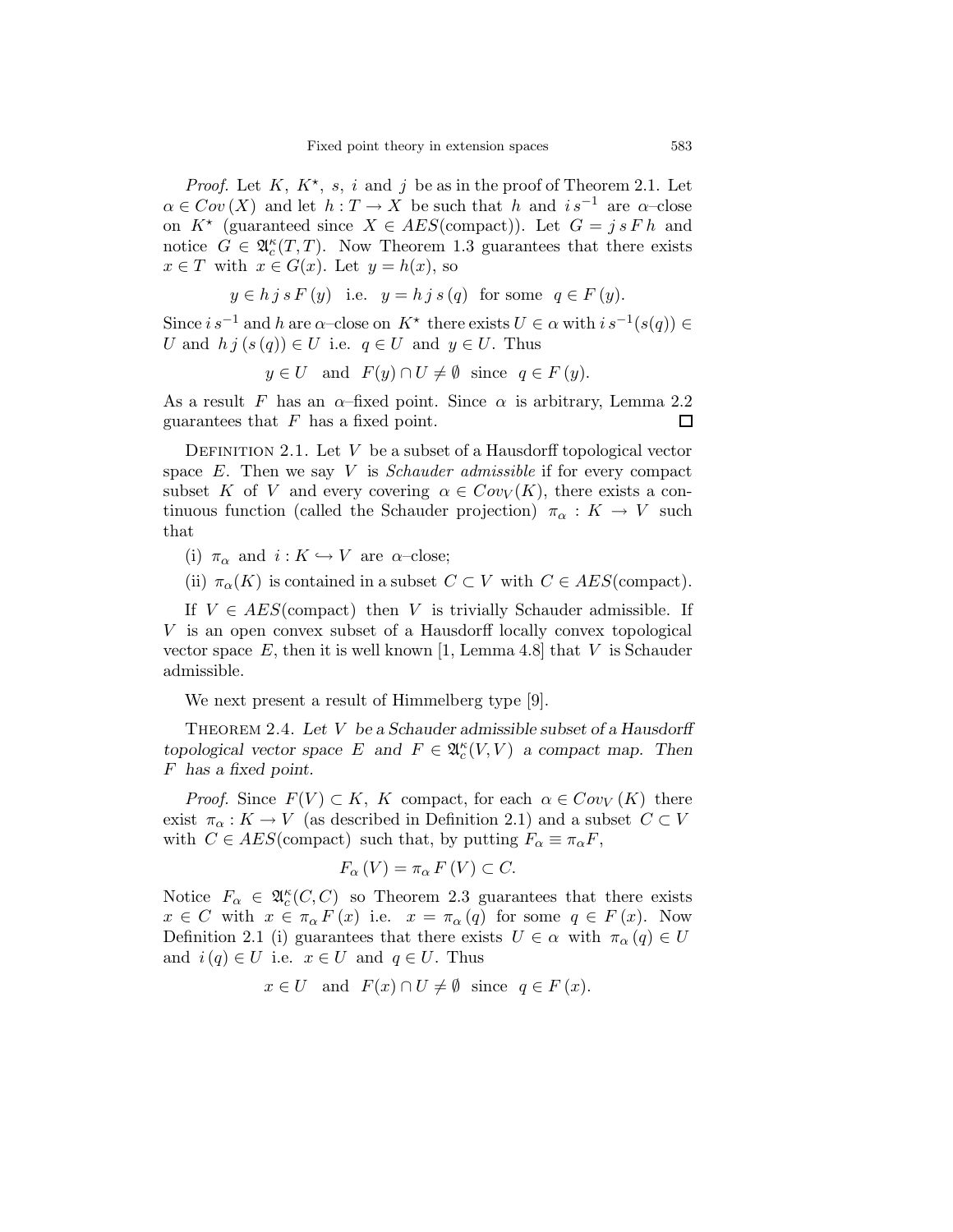*Proof.* Let $K$, $K^\star$, $s$, $i$ and $j$ be as in the proof of Theorem 2.1. Let $\alpha \in Cov\,(X)$ and let $h : T \to X$ be such that $h$ and $i\,s^{-1}$ are $\alpha$–close on $K^\star$ (guaranteed since $X \in AES(\text{compact})$). Let $G = j\,s\,F\,h$ and notice $G \in \mathfrak{A}_c^\kappa(T,T)$. Now Theorem 1.3 guarantees that there exists $x \in T$ with $x \in G(x)$. Let $y = h(x)$, so

$$y \in h\,j\,s\,F\,(y) \quad \text{i.e.} \quad y = h\,j\,s\,(q) \quad \text{for some} \quad q \in F\,(y).$$

Since $i\,s^{-1}$ and $h$ are $\alpha$–close on $K^\star$ there exists $U \in \alpha$ with $i\,s^{-1}(s(q)) \in U$ and $h\,j\,(s\,(q)) \in U$ i.e. $q \in U$ and $y \in U$. Thus

$$y \in U \quad \text{and} \quad F(y) \cap U \neq \emptyset \quad \text{since} \quad q \in F\,(y).$$

As a result $F$ has an $\alpha$–fixed point. Since $\alpha$ is arbitrary, Lemma 2.2 guarantees that $F$ has a fixed point. □

DEFINITION 2.1. Let $V$ be a subset of a Hausdorff topological vector space $E$. Then we say $V$ is *Schauder admissible* if for every compact subset $K$ of $V$ and every covering $\alpha \in Cov_V(K)$, there exists a continuous function (called the Schauder projection) $\pi_\alpha : K \to V$ such that

(i) $\pi_\alpha$ and $i : K \hookrightarrow V$ are $\alpha$–close;

(ii) $\pi_\alpha(K)$ is contained in a subset $C \subset V$ with $C \in AES(\text{compact})$.

If $V \in AES(\text{compact})$ then $V$ is trivially Schauder admissible. If $V$ is an open convex subset of a Hausdorff locally convex topological vector space $E$, then it is well known [1, Lemma 4.8] that $V$ is Schauder admissible.

We next present a result of Himmelberg type [9].

THEOREM 2.4. *Let $V$ be a Schauder admissible subset of a Hausdorff topological vector space $E$ and $F \in \mathfrak{A}_c^\kappa(V,V)$ a compact map. Then $F$ has a fixed point.*

*Proof.* Since $F(V) \subset K$, $K$ compact, for each $\alpha \in Cov_V\,(K)$ there exist $\pi_\alpha : K \to V$ (as described in Definition 2.1) and a subset $C \subset V$ with $C \in AES(\text{compact})$ such that, by putting $F_\alpha \equiv \pi_\alpha F$,

$$F_\alpha\,(V) = \pi_\alpha\,F\,(V) \subset C.$$

Notice $F_\alpha \in \mathfrak{A}_c^\kappa(C,C)$ so Theorem 2.3 guarantees that there exists $x \in C$ with $x \in \pi_\alpha\,F\,(x)$ i.e. $x = \pi_\alpha\,(q)$ for some $q \in F\,(x)$. Now Definition 2.1 (i) guarantees that there exists $U \in \alpha$ with $\pi_\alpha\,(q) \in U$ and $i\,(q) \in U$ i.e. $x \in U$ and $q \in U$. Thus

$$x \in U \quad \text{and} \quad F(x) \cap U \neq \emptyset \quad \text{since} \quad q \in F\,(x).$$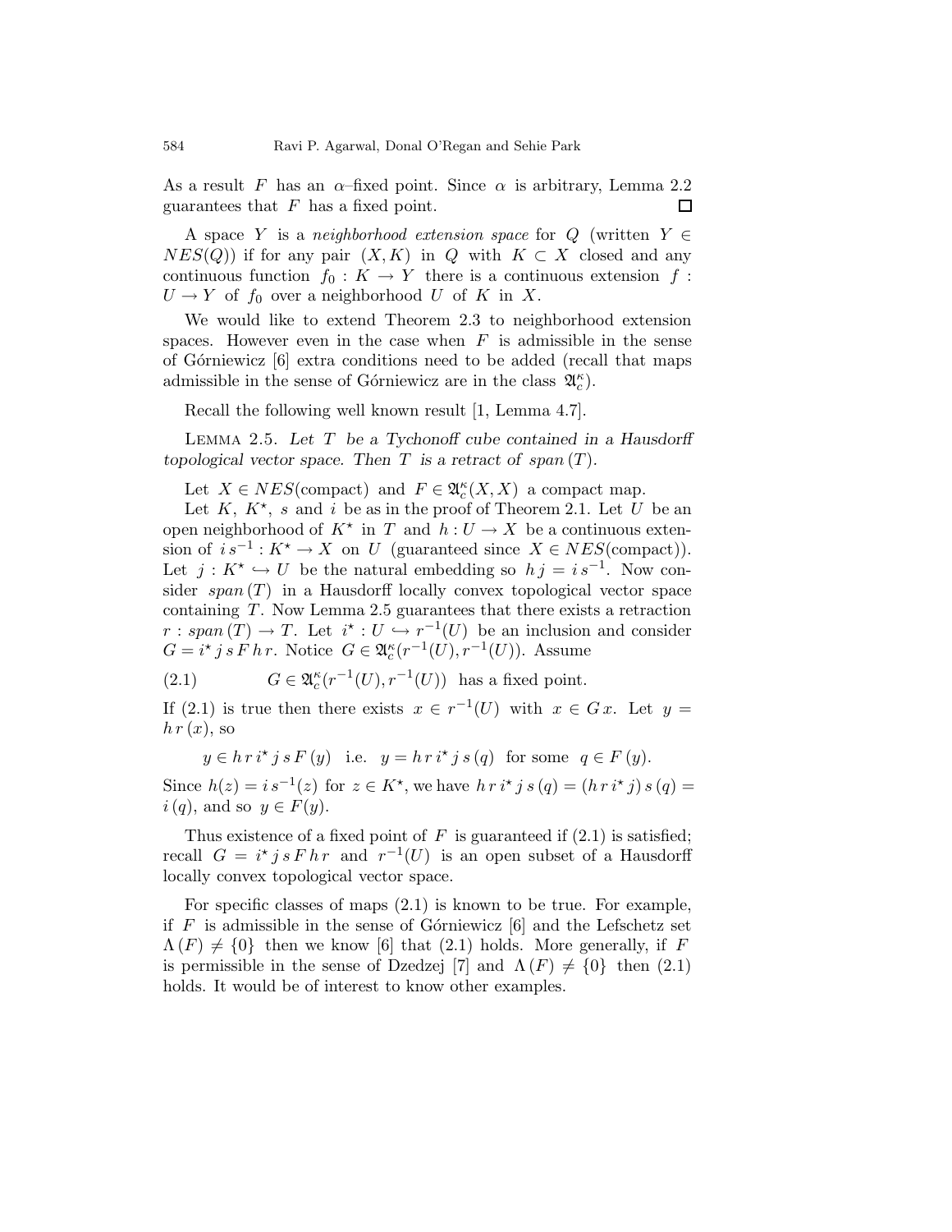As a result $F$ has an $\alpha$–fixed point. Since $\alpha$ is arbitrary, Lemma 2.2 guarantees that $F$ has a fixed point. □

A space $Y$ is a *neighborhood extension space* for $Q$ (written $Y \in NES(Q)$) if for any pair $(X, K)$ in $Q$ with $K \subset X$ closed and any continuous function $f_0 : K \to Y$ there is a continuous extension $f : U \to Y$ of $f_0$ over a neighborhood $U$ of $K$ in $X$.

We would like to extend Theorem 2.3 to neighborhood extension spaces. However even in the case when $F$ is admissible in the sense of Górniewicz [6] extra conditions need to be added (recall that maps admissible in the sense of Górniewicz are in the class $\mathfrak{A}_c^\kappa$).

Recall the following well known result [1, Lemma 4.7].

Lemma 2.5. *Let $T$ be a Tychonoff cube contained in a Hausdorff topological vector space. Then $T$ is a retract of $span\,(T)$.*

Let $X \in NES(\text{compact})$ and $F \in \mathfrak{A}_c^\kappa(X, X)$ a compact map.

Let $K$, $K^\star$, $s$ and $i$ be as in the proof of Theorem 2.1. Let $U$ be an open neighborhood of $K^\star$ in $T$ and $h : U \to X$ be a continuous extension of $i\,s^{-1} : K^\star \to X$ on $U$ (guaranteed since $X \in NES(\text{compact})$). Let $j : K^\star \hookrightarrow U$ be the natural embedding so $h\,j = i\,s^{-1}$. Now consider $span\,(T)$ in a Hausdorff locally convex topological vector space containing $T$. Now Lemma 2.5 guarantees that there exists a retraction $r : span\,(T) \to T$. Let $i^\star : U \hookrightarrow r^{-1}(U)$ be an inclusion and consider $G = i^\star\, j\, s\, F\, h\, r$. Notice $G \in \mathfrak{A}_c^\kappa(r^{-1}(U), r^{-1}(U))$. Assume

$$G \in \mathfrak{A}_c^\kappa(r^{-1}(U), r^{-1}(U)) \ \text{ has a fixed point.} \tag{2.1}$$

If (2.1) is true then there exists $x \in r^{-1}(U)$ with $x \in G\,x$. Let $y = h\,r\,(x)$, so

$$y \in h\,r\,i^\star\, j\, s\, F\,(y) \quad \text{i.e.} \quad y = h\,r\,i^\star\, j\, s\,(q) \ \text{ for some } \ q \in F\,(y).$$

Since $h(z) = i\,s^{-1}(z)$ for $z \in K^\star$, we have $h\,r\,i^\star\, j\, s\,(q) = (h\,r\,i^\star\, j)\, s\,(q) = i\,(q)$, and so $y \in F(y)$.

Thus existence of a fixed point of $F$ is guaranteed if (2.1) is satisfied; recall $G = i^\star\, j\, s\, F\, h\, r$ and $r^{-1}(U)$ is an open subset of a Hausdorff locally convex topological vector space.

For specific classes of maps (2.1) is known to be true. For example, if $F$ is admissible in the sense of Górniewicz [6] and the Lefschetz set $\Lambda\,(F) \neq \{0\}$ then we know [6] that (2.1) holds. More generally, if $F$ is permissible in the sense of Dzedzej [7] and $\Lambda\,(F) \neq \{0\}$ then (2.1) holds. It would be of interest to know other examples.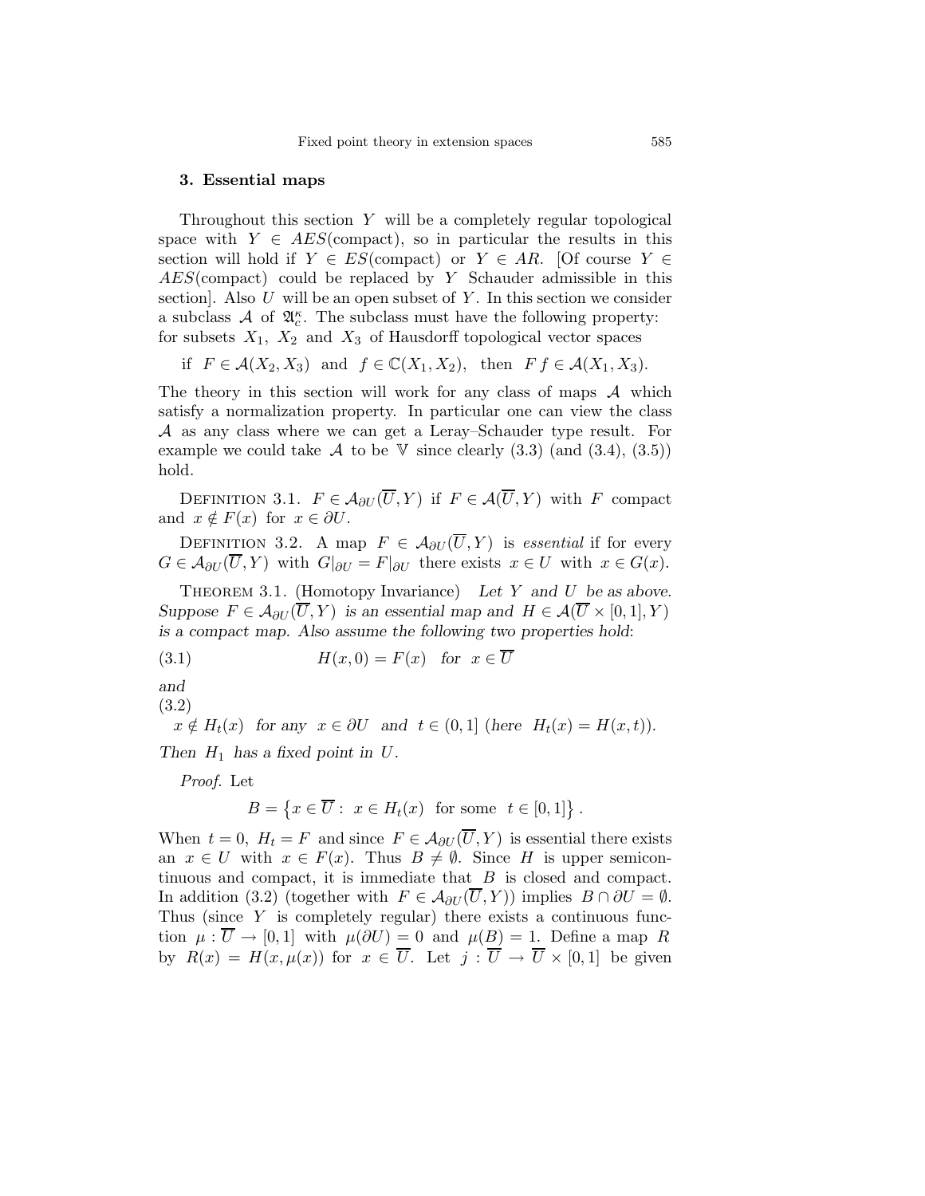## 3. Essential maps

Throughout this section $Y$ will be a completely regular topological space with $Y \in AES(\text{compact})$, so in particular the results in this section will hold if $Y \in ES(\text{compact})$ or $Y \in AR$. [Of course $Y \in AES(\text{compact})$ could be replaced by $Y$ Schauder admissible in this section]. Also $U$ will be an open subset of $Y$. In this section we consider a subclass $\mathcal{A}$ of $\mathfrak{A}_c^\kappa$. The subclass must have the following property: for subsets $X_1$, $X_2$ and $X_3$ of Hausdorff topological vector spaces

$$\text{if } F \in \mathcal{A}(X_2, X_3) \text{ and } f \in \mathbb{C}(X_1, X_2), \text{ then } F\,f \in \mathcal{A}(X_1, X_3).$$

The theory in this section will work for any class of maps $\mathcal{A}$ which satisfy a normalization property. In particular one can view the class $\mathcal{A}$ as any class where we can get a Leray–Schauder type result. For example we could take $\mathcal{A}$ to be $\mathbb{V}$ since clearly (3.3) (and (3.4), (3.5)) hold.

Definition 3.1. $F \in \mathcal{A}_{\partial U}(\overline{U}, Y)$ if $F \in \mathcal{A}(\overline{U}, Y)$ with $F$ compact and $x \notin F(x)$ for $x \in \partial U$.

Definition 3.2. A map $F \in \mathcal{A}_{\partial U}(\overline{U}, Y)$ is *essential* if for every $G \in \mathcal{A}_{\partial U}(\overline{U}, Y)$ with $G|_{\partial U} = F|_{\partial U}$ there exists $x \in U$ with $x \in G(x)$.

Theorem 3.1. (Homotopy Invariance) *Let $Y$ and $U$ be as above. Suppose $F \in \mathcal{A}_{\partial U}(\overline{U}, Y)$ is an essential map and $H \in \mathcal{A}(\overline{U} \times [0,1], Y)$ is a compact map. Also assume the following two properties hold:*

$$H(x, 0) = F(x) \quad \text{for} \quad x \in \overline{U} \tag{3.1}$$

*and*

$$x \notin H_t(x) \quad \text{for any} \quad x \in \partial U \quad \text{and} \quad t \in (0,1] \ (\text{here } H_t(x) = H(x,t)). \tag{3.2}$$

*Then $H_1$ has a fixed point in $U$.*

*Proof.* Let

$$B = \left\{ x \in \overline{U} : \ x \in H_t(x) \ \text{ for some } \ t \in [0,1] \right\}.$$

When $t = 0$, $H_t = F$ and since $F \in \mathcal{A}_{\partial U}(\overline{U}, Y)$ is essential there exists an $x \in U$ with $x \in F(x)$. Thus $B \neq \emptyset$. Since $H$ is upper semicontinuous and compact, it is immediate that $B$ is closed and compact. In addition (3.2) (together with $F \in \mathcal{A}_{\partial U}(\overline{U}, Y)$) implies $B \cap \partial U = \emptyset$. Thus (since $Y$ is completely regular) there exists a continuous function $\mu : \overline{U} \to [0,1]$ with $\mu(\partial U) = 0$ and $\mu(B) = 1$. Define a map $R$ by $R(x) = H(x, \mu(x))$ for $x \in \overline{U}$. Let $j : \overline{U} \to \overline{U} \times [0,1]$ be given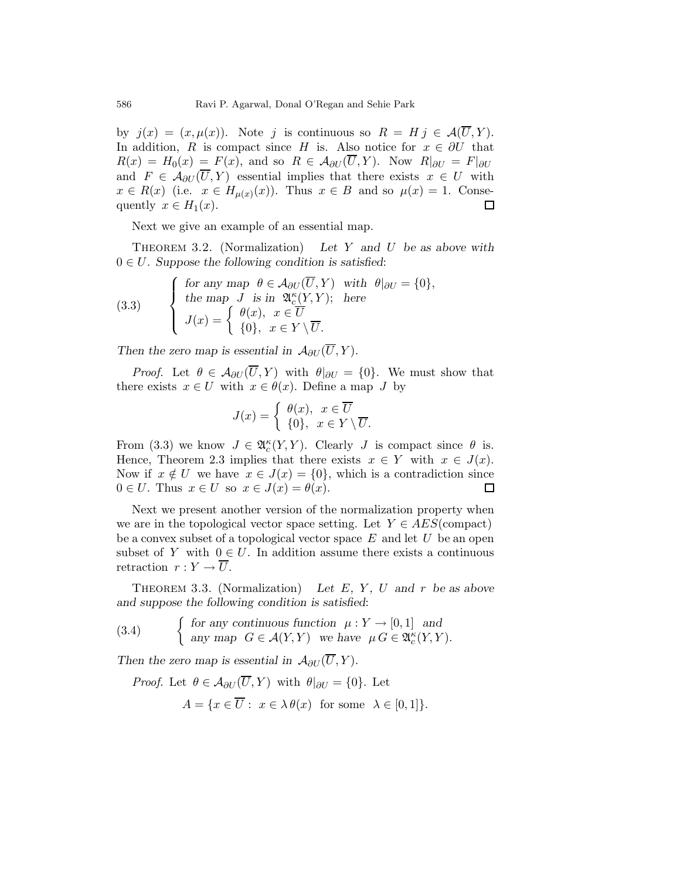by $j(x) = (x, \mu(x))$. Note $j$ is continuous so $R = H\, j \in \mathcal{A}(\overline{U}, Y)$. In addition, $R$ is compact since $H$ is. Also notice for $x \in \partial U$ that $R(x) = H_0(x) = F(x)$, and so $R \in \mathcal{A}_{\partial U}(\overline{U}, Y)$. Now $R|_{\partial U} = F|_{\partial U}$ and $F \in \mathcal{A}_{\partial U}(\overline{U}, Y)$ essential implies that there exists $x \in U$ with $x \in R(x)$ (i.e. $x \in H_{\mu(x)}(x)$). Thus $x \in B$ and so $\mu(x) = 1$. Consequently $x \in H_1(x)$. $\square$

Next we give an example of an essential map.

THEOREM 3.2. (Normalization) *Let $Y$ and $U$ be as above with $0 \in U$. Suppose the following condition is satisfied*:

$$
(3.3) \qquad \begin{cases} \text{for any map } \theta \in \mathcal{A}_{\partial U}(\overline{U}, Y) \text{ with } \theta|_{\partial U} = \{0\}, \\ \text{the map } J \text{ is in } \mathfrak{A}_c^{\kappa}(Y, Y); \text{ here} \\ J(x) = \begin{cases} \theta(x), & x \in \overline{U} \\ \{0\}, & x \in Y \setminus \overline{U}. \end{cases} \end{cases}
$$

*Then the zero map is essential in $\mathcal{A}_{\partial U}(\overline{U}, Y)$.*

*Proof.* Let $\theta \in \mathcal{A}_{\partial U}(\overline{U}, Y)$ with $\theta|_{\partial U} = \{0\}$. We must show that there exists $x \in U$ with $x \in \theta(x)$. Define a map $J$ by

$$
J(x) = \begin{cases} \theta(x), & x \in \overline{U} \\ \{0\}, & x \in Y \setminus \overline{U}. \end{cases}
$$

From (3.3) we know $J \in \mathfrak{A}_c^{\kappa}(Y, Y)$. Clearly $J$ is compact since $\theta$ is. Hence, Theorem 2.3 implies that there exists $x \in Y$ with $x \in J(x)$. Now if $x \notin U$ we have $x \in J(x) = \{0\}$, which is a contradiction since $0 \in U$. Thus $x \in U$ so $x \in J(x) = \theta(x)$. $\square$

Next we present another version of the normalization property when we are in the topological vector space setting. Let $Y \in AES(\text{compact})$ be a convex subset of a topological vector space $E$ and let $U$ be an open subset of $Y$ with $0 \in U$. In addition assume there exists a continuous retraction $r : Y \to \overline{U}$.

THEOREM 3.3. (Normalization) *Let $E$, $Y$, $U$ and $r$ be as above and suppose the following condition is satisfied*:

$$
(3.4) \qquad \begin{cases} \text{for any continuous function } \mu : Y \to [0,1] \text{ and} \\ \text{any map } G \in \mathcal{A}(Y, Y) \text{ we have } \mu\, G \in \mathfrak{A}_c^{\kappa}(Y, Y). \end{cases}
$$

*Then the zero map is essential in $\mathcal{A}_{\partial U}(\overline{U}, Y)$.*

*Proof.* Let $\theta \in \mathcal{A}_{\partial U}(\overline{U}, Y)$ with $\theta|_{\partial U} = \{0\}$. Let

$$
A = \{x \in \overline{U} : \ x \in \lambda\, \theta(x) \ \text{ for some } \ \lambda \in [0,1]\}.
$$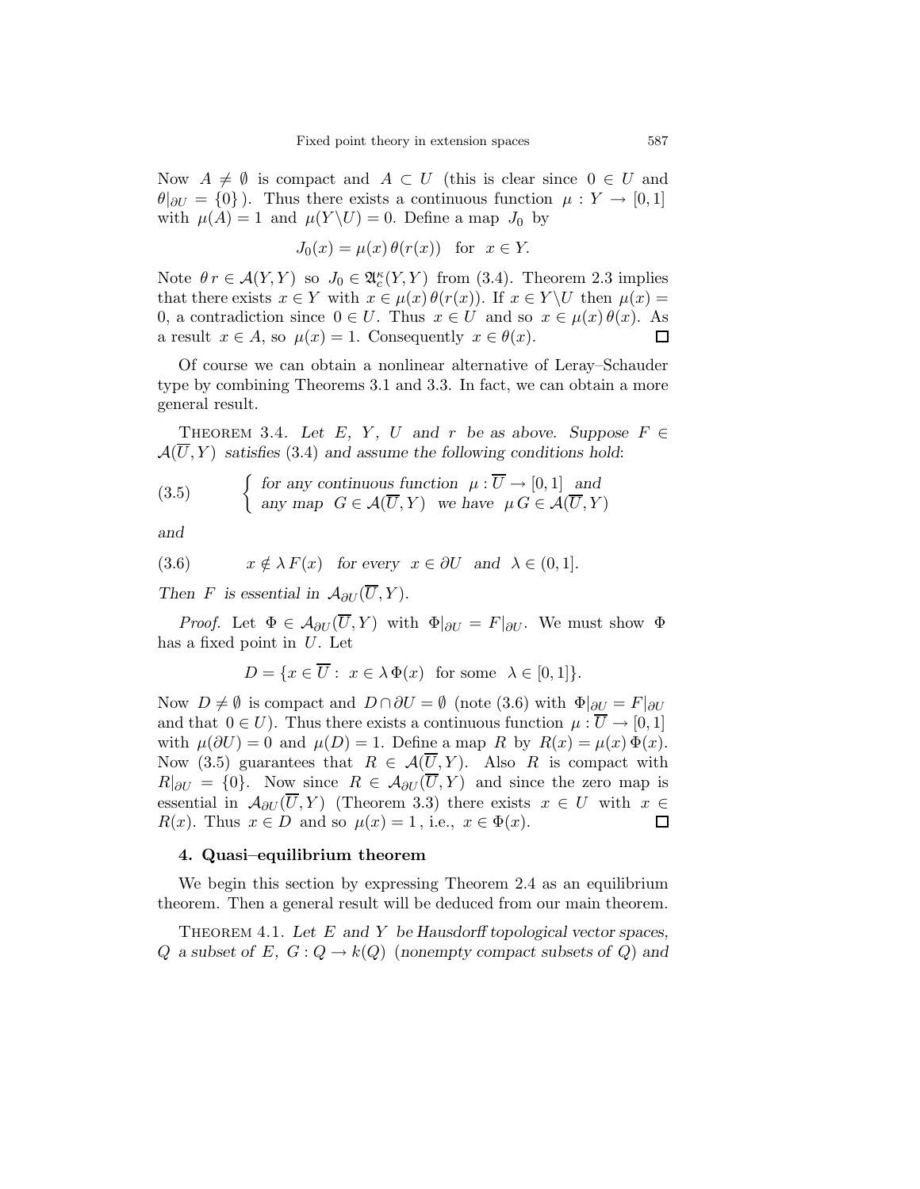Now $A \neq \emptyset$ is compact and $A \subset U$ (this is clear since $0 \in U$ and $\theta|_{\partial U} = \{0\}$). Thus there exists a continuous function $\mu : Y \to [0,1]$ with $\mu(A) = 1$ and $\mu(Y\backslash U) = 0$. Define a map $J_0$ by

$$J_0(x) = \mu(x)\,\theta(r(x)) \quad \text{for} \quad x \in Y.$$

Note $\theta\, r \in \mathcal{A}(Y,Y)$ so $J_0 \in \mathfrak{A}_c^{\kappa}(Y,Y)$ from (3.4). Theorem 2.3 implies that there exists $x \in Y$ with $x \in \mu(x)\,\theta(r(x))$. If $x \in Y\backslash U$ then $\mu(x) = 0$, a contradiction since $0 \in U$. Thus $x \in U$ and so $x \in \mu(x)\,\theta(x)$. As a result $x \in A$, so $\mu(x) = 1$. Consequently $x \in \theta(x)$. $\square$

Of course we can obtain a nonlinear alternative of Leray–Schauder type by combining Theorems 3.1 and 3.3. In fact, we can obtain a more general result.

THEOREM 3.4. *Let $E$, $Y$, $U$ and $r$ be as above. Suppose $F \in \mathcal{A}(\overline{U},Y)$ satisfies* (3.4) *and assume the following conditions hold*:

$$\text{(3.5)} \qquad \begin{cases} \text{for any continuous function } \mu : \overline{U} \to [0,1] \text{ and} \\ \text{any map } G \in \mathcal{A}(\overline{U},Y) \text{ we have } \mu\, G \in \mathcal{A}(\overline{U},Y) \end{cases}$$

*and*

$$\text{(3.6)} \qquad x \notin \lambda\, F(x) \quad \text{for every} \quad x \in \partial U \quad \text{and} \quad \lambda \in (0,1].$$

*Then $F$ is essential in $\mathcal{A}_{\partial U}(\overline{U},Y)$.*

*Proof.* Let $\Phi \in \mathcal{A}_{\partial U}(\overline{U},Y)$ with $\Phi|_{\partial U} = F|_{\partial U}$. We must show $\Phi$ has a fixed point in $U$. Let

$$D = \{x \in \overline{U} : \; x \in \lambda\, \Phi(x) \;\; \text{for some} \;\; \lambda \in [0,1]\}.$$

Now $D \neq \emptyset$ is compact and $D \cap \partial U = \emptyset$ (note (3.6) with $\Phi|_{\partial U} = F|_{\partial U}$ and that $0 \in U$). Thus there exists a continuous function $\mu : \overline{U} \to [0,1]$ with $\mu(\partial U) = 0$ and $\mu(D) = 1$. Define a map $R$ by $R(x) = \mu(x)\,\Phi(x)$. Now (3.5) guarantees that $R \in \mathcal{A}(\overline{U},Y)$. Also $R$ is compact with $R|_{\partial U} = \{0\}$. Now since $R \in \mathcal{A}_{\partial U}(\overline{U},Y)$ and since the zero map is essential in $\mathcal{A}_{\partial U}(\overline{U},Y)$ (Theorem 3.3) there exists $x \in U$ with $x \in R(x)$. Thus $x \in D$ and so $\mu(x) = 1$, i.e., $x \in \Phi(x)$. $\square$

## 4. Quasi–equilibrium theorem

We begin this section by expressing Theorem 2.4 as an equilibrium theorem. Then a general result will be deduced from our main theorem.

THEOREM 4.1. *Let $E$ and $Y$ be Hausdorff topological vector spaces, $Q$ a subset of $E$, $G : Q \to k(Q)$* (*nonempty compact subsets of $Q$*) *and*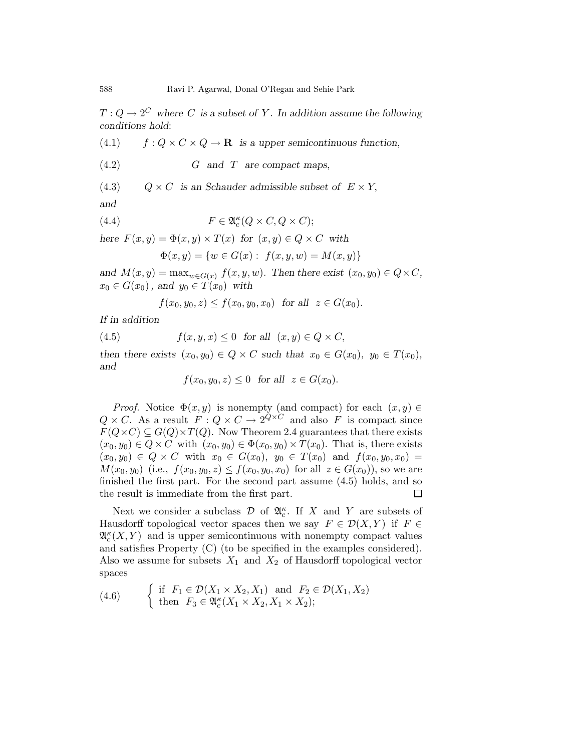*$T : Q \to 2^C$ where $C$ is a subset of $Y$. In addition assume the following conditions hold*:

$$(4.1) \qquad f : Q \times C \times Q \to \mathbf{R} \text{ is a upper semicontinuous function,}$$

$$(4.2) \qquad G \text{ and } T \text{ are compact maps,}$$

$$(4.3) \qquad Q \times C \text{ is an Schauder admissible subset of } E \times Y,$$

*and*

$$(4.4) \qquad F \in \mathfrak{A}_c^\kappa(Q \times C, Q \times C);$$

*here $F(x, y) = \Phi(x, y) \times T(x)$ for $(x, y) \in Q \times C$ with*

$$\Phi(x, y) = \{w \in G(x) : \; f(x, y, w) = M(x, y)\}$$

*and $M(x, y) = \max_{w \in G(x)} f(x, y, w)$. Then there exist $(x_0, y_0) \in Q \times C$, $x_0 \in G(x_0)$, and $y_0 \in T(x_0)$ with*

$$f(x_0, y_0, z) \leq f(x_0, y_0, x_0) \text{ for all } z \in G(x_0).$$

*If in addition*

$$(4.5) \qquad f(x, y, x) \leq 0 \text{ for all } (x, y) \in Q \times C,$$

*then there exists $(x_0, y_0) \in Q \times C$ such that $x_0 \in G(x_0)$, $y_0 \in T(x_0)$, and*

$$f(x_0, y_0, z) \leq 0 \text{ for all } z \in G(x_0).$$

*Proof.* Notice $\Phi(x, y)$ is nonempty (and compact) for each $(x, y) \in Q \times C$. As a result $F : Q \times C \to 2^{Q \times C}$ and also $F$ is compact since $F(Q \times C) \subseteq G(Q) \times T(Q)$. Now Theorem 2.4 guarantees that there exists $(x_0, y_0) \in Q \times C$ with $(x_0, y_0) \in \Phi(x_0, y_0) \times T(x_0)$. That is, there exists $(x_0, y_0) \in Q \times C$ with $x_0 \in G(x_0)$, $y_0 \in T(x_0)$ and $f(x_0, y_0, x_0) = M(x_0, y_0)$ (i.e., $f(x_0, y_0, z) \leq f(x_0, y_0, x_0)$ for all $z \in G(x_0)$), so we are finished the first part. For the second part assume (4.5) holds, and so the result is immediate from the first part. $\square$

Next we consider a subclass $\mathcal{D}$ of $\mathfrak{A}_c^\kappa$. If $X$ and $Y$ are subsets of Hausdorff topological vector spaces then we say $F \in \mathcal{D}(X, Y)$ if $F \in \mathfrak{A}_c^\kappa(X, Y)$ and is upper semicontinuous with nonempty compact values and satisfies Property (C) (to be specified in the examples considered). Also we assume for subsets $X_1$ and $X_2$ of Hausdorff topological vector spaces

$$(4.6) \qquad \begin{cases} \text{if } F_1 \in \mathcal{D}(X_1 \times X_2, X_1) \text{ and } F_2 \in \mathcal{D}(X_1, X_2) \\ \text{then } F_3 \in \mathfrak{A}_c^\kappa(X_1 \times X_2, X_1 \times X_2); \end{cases}$$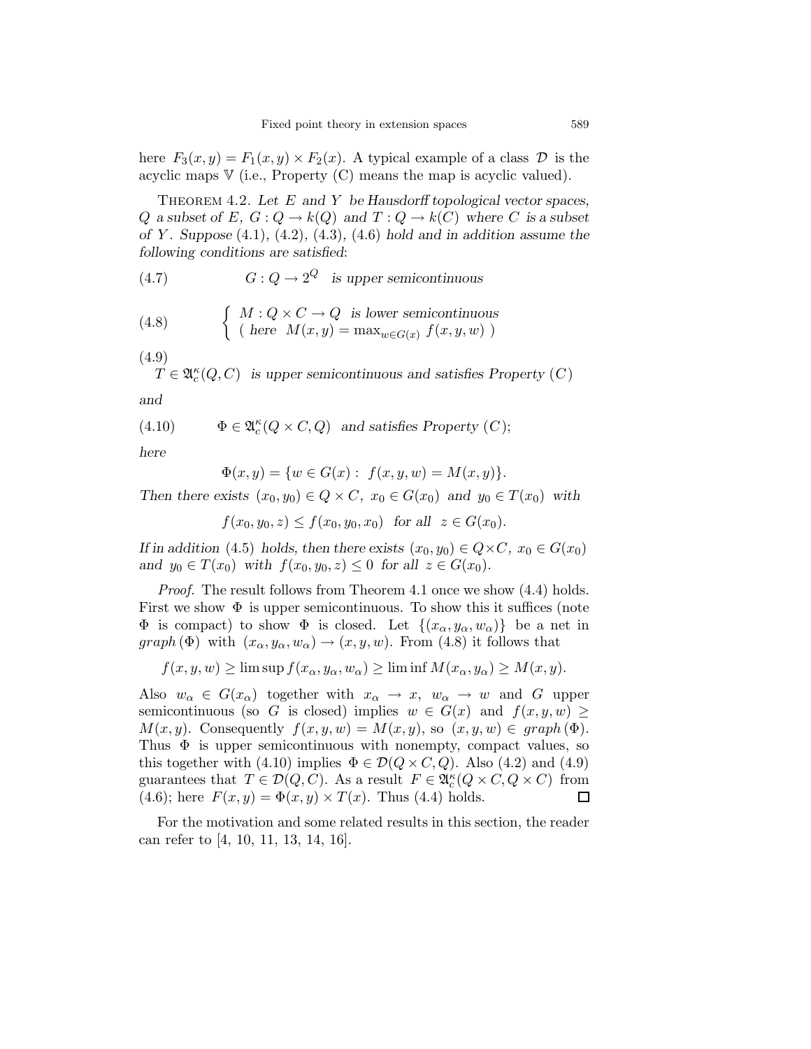here $F_3(x, y) = F_1(x, y) \times F_2(x)$. A typical example of a class $\mathcal{D}$ is the acyclic maps $\mathbb{V}$ (i.e., Property (C) means the map is acyclic valued).

Theorem 4.2. *Let $E$ and $Y$ be Hausdorff topological vector spaces, $Q$ a subset of $E$, $G : Q \to k(Q)$ and $T : Q \to k(C)$ where $C$ is a subset of $Y$. Suppose (4.1), (4.2), (4.3), (4.6) hold and in addition assume the following conditions are satisfied:*

$$G : Q \to 2^Q \quad \text{is upper semicontinuous} \tag{4.7}$$

$$\begin{cases} M : Q \times C \to Q \;\; \text{is lower semicontinuous} \\ (\text{ here } \;\; M(x, y) = \max_{w \in G(x)} f(x, y, w) \;) \end{cases} \tag{4.8}$$

(4.9)
$T \in \mathfrak{A}_c^{\kappa}(Q, C)$ *is upper semicontinuous and satisfies Property (C)*

*and*

$$\Phi \in \mathfrak{A}_c^{\kappa}(Q \times C, Q) \;\; \text{and satisfies Property } (C); \tag{4.10}$$

*here*

$$\Phi(x, y) = \{w \in G(x) : \; f(x, y, w) = M(x, y)\}.$$

*Then there exists $(x_0, y_0) \in Q \times C$, $x_0 \in G(x_0)$ and $y_0 \in T(x_0)$ with*

$$f(x_0, y_0, z) \leq f(x_0, y_0, x_0) \;\; \text{for all} \;\; z \in G(x_0).$$

*If in addition (4.5) holds, then there exists $(x_0, y_0) \in Q \times C$, $x_0 \in G(x_0)$ and $y_0 \in T(x_0)$ with $f(x_0, y_0, z) \leq 0$ for all $z \in G(x_0)$.*

*Proof.* The result follows from Theorem 4.1 once we show (4.4) holds. First we show $\Phi$ is upper semicontinuous. To show this it suffices (note $\Phi$ is compact) to show $\Phi$ is closed. Let $\{(x_\alpha, y_\alpha, w_\alpha)\}$ be a net in $graph\,(\Phi)$ with $(x_\alpha, y_\alpha, w_\alpha) \to (x, y, w)$. From (4.8) it follows that

$$f(x, y, w) \geq \limsup f(x_\alpha, y_\alpha, w_\alpha) \geq \liminf M(x_\alpha, y_\alpha) \geq M(x, y).$$

Also $w_\alpha \in G(x_\alpha)$ together with $x_\alpha \to x$, $w_\alpha \to w$ and $G$ upper semicontinuous (so $G$ is closed) implies $w \in G(x)$ and $f(x, y, w) \geq M(x, y)$. Consequently $f(x, y, w) = M(x, y)$, so $(x, y, w) \in graph\,(\Phi)$. Thus $\Phi$ is upper semicontinuous with nonempty, compact values, so this together with (4.10) implies $\Phi \in \mathcal{D}(Q \times C, Q)$. Also (4.2) and (4.9) guarantees that $T \in \mathcal{D}(Q, C)$. As a result $F \in \mathfrak{A}_c^{\kappa}(Q \times C, Q \times C)$ from (4.6); here $F(x, y) = \Phi(x, y) \times T(x)$. Thus (4.4) holds. □

For the motivation and some related results in this section, the reader can refer to [4, 10, 11, 13, 14, 16].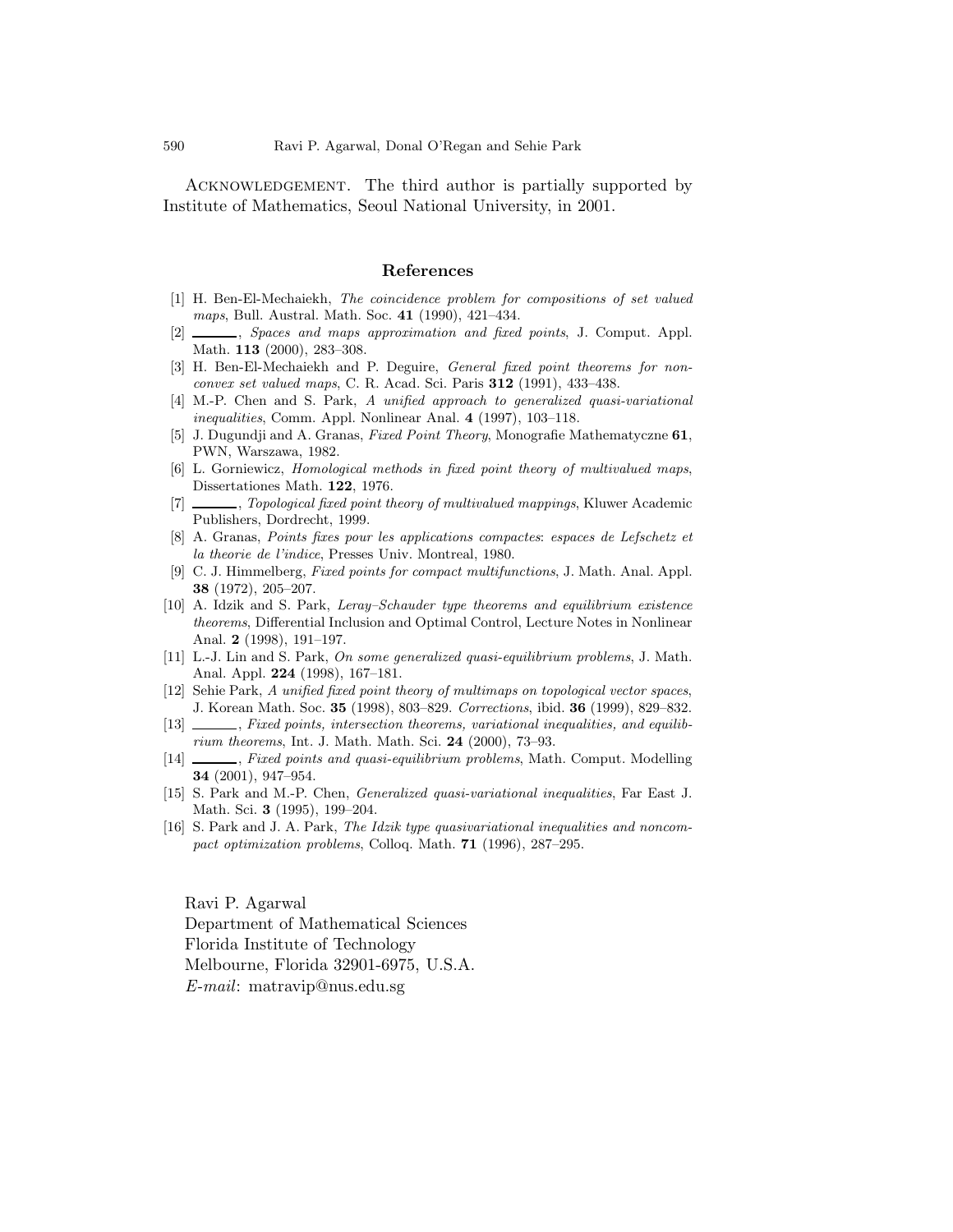Acknowledgement. The third author is partially supported by Institute of Mathematics, Seoul National University, in 2001.

## References

[1] H. Ben-El-Mechaiekh, *The coincidence problem for compositions of set valued maps*, Bull. Austral. Math. Soc. **41** (1990), 421–434.

[2] ———, *Spaces and maps approximation and fixed points*, J. Comput. Appl. Math. **113** (2000), 283–308.

[3] H. Ben-El-Mechaiekh and P. Deguire, *General fixed point theorems for nonconvex set valued maps*, C. R. Acad. Sci. Paris **312** (1991), 433–438.

[4] M.-P. Chen and S. Park, *A unified approach to generalized quasi-variational inequalities*, Comm. Appl. Nonlinear Anal. **4** (1997), 103–118.

[5] J. Dugundji and A. Granas, *Fixed Point Theory*, Monografie Mathematyczne **61**, PWN, Warszawa, 1982.

[6] L. Gorniewicz, *Homological methods in fixed point theory of multivalued maps*, Dissertationes Math. **122**, 1976.

[7] ———, *Topological fixed point theory of multivalued mappings*, Kluwer Academic Publishers, Dordrecht, 1999.

[8] A. Granas, *Points fixes pour les applications compactes*: *espaces de Lefschetz et la theorie de l'indice*, Presses Univ. Montreal, 1980.

[9] C. J. Himmelberg, *Fixed points for compact multifunctions*, J. Math. Anal. Appl. **38** (1972), 205–207.

[10] A. Idzik and S. Park, *Leray–Schauder type theorems and equilibrium existence theorems*, Differential Inclusion and Optimal Control, Lecture Notes in Nonlinear Anal. **2** (1998), 191–197.

[11] L.-J. Lin and S. Park, *On some generalized quasi-equilibrium problems*, J. Math. Anal. Appl. **224** (1998), 167–181.

[12] Sehie Park, *A unified fixed point theory of multimaps on topological vector spaces*, J. Korean Math. Soc. **35** (1998), 803–829. *Corrections*, ibid. **36** (1999), 829–832.

[13] ———, *Fixed points, intersection theorems, variational inequalities, and equilibrium theorems*, Int. J. Math. Math. Sci. **24** (2000), 73–93.

[14] ———, *Fixed points and quasi-equilibrium problems*, Math. Comput. Modelling **34** (2001), 947–954.

[15] S. Park and M.-P. Chen, *Generalized quasi-variational inequalities*, Far East J. Math. Sci. **3** (1995), 199–204.

[16] S. Park and J. A. Park, *The Idzik type quasivariational inequalities and noncompact optimization problems*, Colloq. Math. **71** (1996), 287–295.

Ravi P. Agarwal
Department of Mathematical Sciences
Florida Institute of Technology
Melbourne, Florida 32901-6975, U.S.A.
*E-mail*: matravip@nus.edu.sg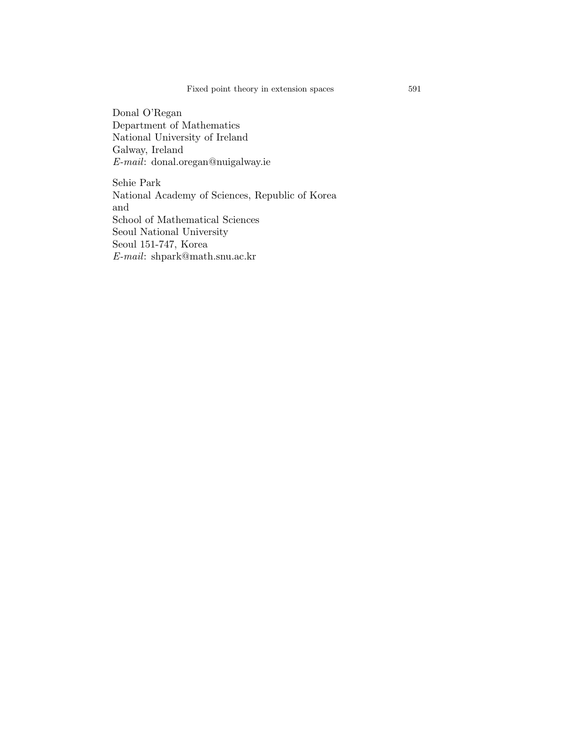Donal O'Regan
Department of Mathematics
National University of Ireland
Galway, Ireland
*E-mail*: donal.oregan@nuigalway.ie

Sehie Park
National Academy of Sciences, Republic of Korea
and
School of Mathematical Sciences
Seoul National University
Seoul 151-747, Korea
*E-mail*: shpark@math.snu.ac.kr